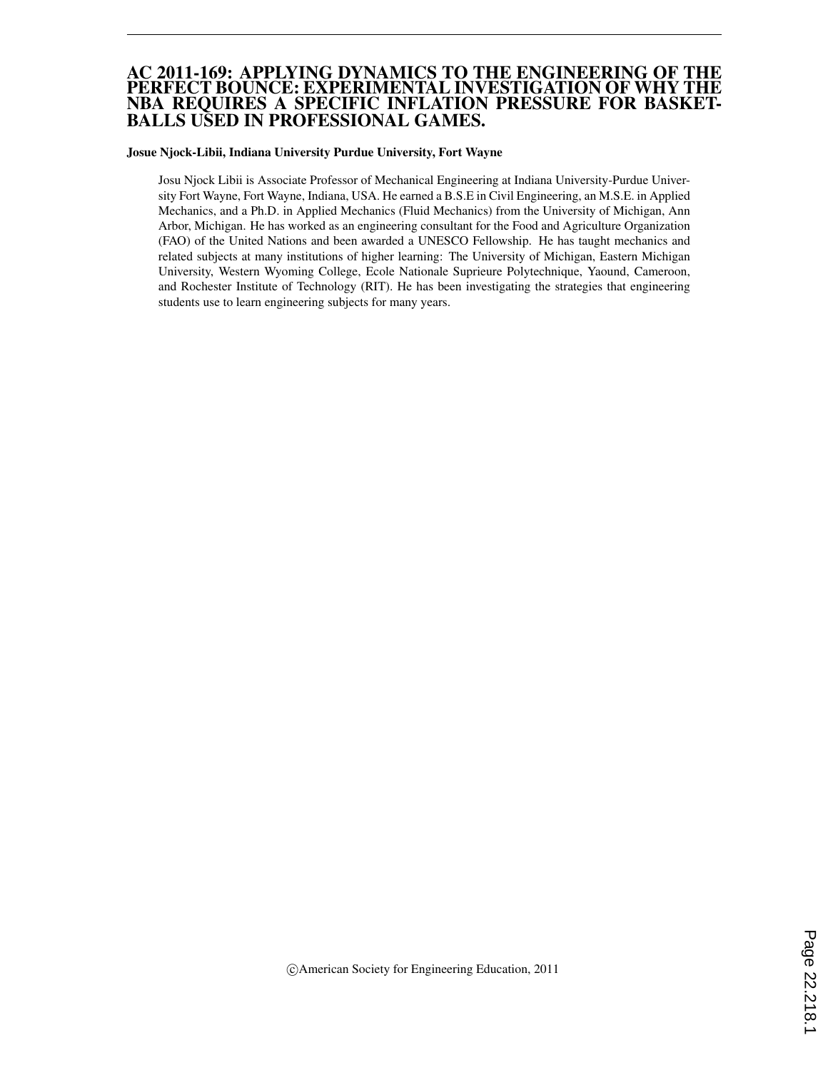# AC 2011-169: APPLYING DYNAMICS TO THE ENGINEERING OF THE PERFECT BOUNCE: EXPERIMENTAL INVESTIGATION OF WHY THE NBA REQUIRES A SPECIFIC INFLATION PRESSURE FOR BASKETBALLS USED IN PROFESSIONAL GAMES.

**Josue Njock-Libii, Indiana University Purdue University, Fort Wayne**

Josu Njock Libii is Associate Professor of Mechanical Engineering at Indiana University-Purdue University Fort Wayne, Fort Wayne, Indiana, USA. He earned a B.S.E in Civil Engineering, an M.S.E. in Applied Mechanics, and a Ph.D. in Applied Mechanics (Fluid Mechanics) from the University of Michigan, Ann Arbor, Michigan. He has worked as an engineering consultant for the Food and Agriculture Organization (FAO) of the United Nations and been awarded a UNESCO Fellowship. He has taught mechanics and related subjects at many institutions of higher learning: The University of Michigan, Eastern Michigan University, Western Wyoming College, Ecole Nationale Suprieure Polytechnique, Yaound, Cameroon, and Rochester Institute of Technology (RIT). He has been investigating the strategies that engineering students use to learn engineering subjects for many years.

©American Society for Engineering Education, 2011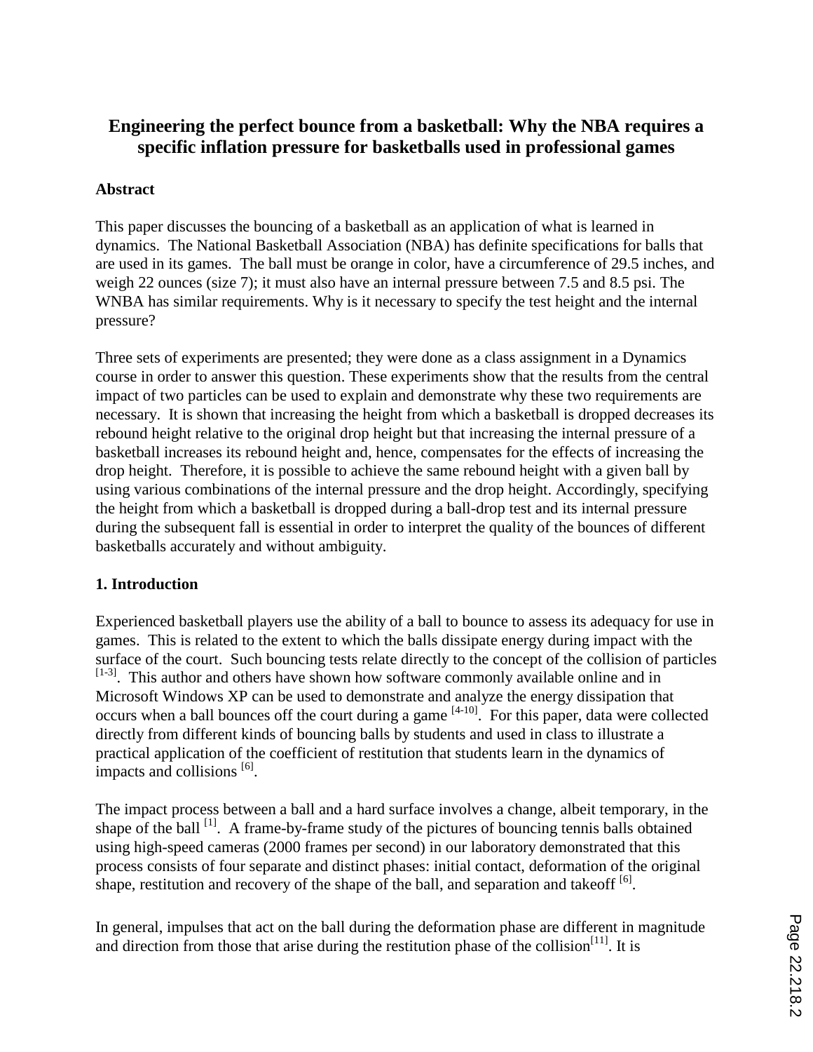# Engineering the perfect bounce from a basketball: Why the NBA requires a specific inflation pressure for basketballs used in professional games

## Abstract

This paper discusses the bouncing of a basketball as an application of what is learned in dynamics. The National Basketball Association (NBA) has definite specifications for balls that are used in its games. The ball must be orange in color, have a circumference of 29.5 inches, and weigh 22 ounces (size 7); it must also have an internal pressure between 7.5 and 8.5 psi. The WNBA has similar requirements. Why is it necessary to specify the test height and the internal pressure?

Three sets of experiments are presented; they were done as a class assignment in a Dynamics course in order to answer this question. These experiments show that the results from the central impact of two particles can be used to explain and demonstrate why these two requirements are necessary. It is shown that increasing the height from which a basketball is dropped decreases its rebound height relative to the original drop height but that increasing the internal pressure of a basketball increases its rebound height and, hence, compensates for the effects of increasing the drop height. Therefore, it is possible to achieve the same rebound height with a given ball by using various combinations of the internal pressure and the drop height. Accordingly, specifying the height from which a basketball is dropped during a ball-drop test and its internal pressure during the subsequent fall is essential in order to interpret the quality of the bounces of different basketballs accurately and without ambiguity.

## 1. Introduction

Experienced basketball players use the ability of a ball to bounce to assess its adequacy for use in games. This is related to the extent to which the balls dissipate energy during impact with the surface of the court. Such bouncing tests relate directly to the concept of the collision of particles [1-3]. This author and others have shown how software commonly available online and in Microsoft Windows XP can be used to demonstrate and analyze the energy dissipation that occurs when a ball bounces off the court during a game [4-10]. For this paper, data were collected directly from different kinds of bouncing balls by students and used in class to illustrate a practical application of the coefficient of restitution that students learn in the dynamics of impacts and collisions [6].

The impact process between a ball and a hard surface involves a change, albeit temporary, in the shape of the ball [1]. A frame-by-frame study of the pictures of bouncing tennis balls obtained using high-speed cameras (2000 frames per second) in our laboratory demonstrated that this process consists of four separate and distinct phases: initial contact, deformation of the original shape, restitution and recovery of the shape of the ball, and separation and takeoff [6].

In general, impulses that act on the ball during the deformation phase are different in magnitude and direction from those that arise during the restitution phase of the collision[11]. It is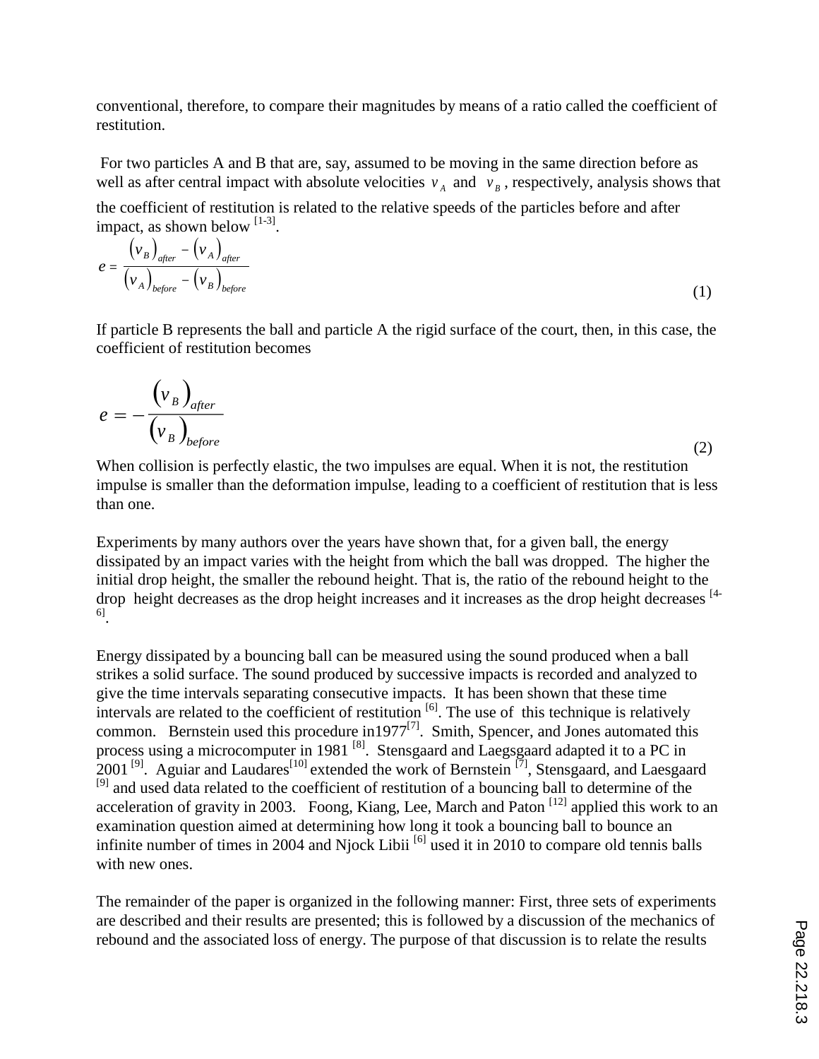conventional, therefore, to compare their magnitudes by means of a ratio called the coefficient of restitution.

For two particles A and B that are, say, assumed to be moving in the same direction before as well as after central impact with absolute velocities $v_A$ and $v_B$, respectively, analysis shows that the coefficient of restitution is related to the relative speeds of the particles before and after impact, as shown below [1-3].

$$e = \frac{(v_B)_{after} - (v_A)_{after}}{(v_A)_{before} - (v_B)_{before}} \tag{1}$$

If particle B represents the ball and particle A the rigid surface of the court, then, in this case, the coefficient of restitution becomes

$$e = -\frac{(v_B)_{after}}{(v_B)_{before}} \tag{2}$$

When collision is perfectly elastic, the two impulses are equal. When it is not, the restitution impulse is smaller than the deformation impulse, leading to a coefficient of restitution that is less than one.

Experiments by many authors over the years have shown that, for a given ball, the energy dissipated by an impact varies with the height from which the ball was dropped. The higher the initial drop height, the smaller the rebound height. That is, the ratio of the rebound height to the drop height decreases as the drop height increases and it increases as the drop height decreases [4-6].

Energy dissipated by a bouncing ball can be measured using the sound produced when a ball strikes a solid surface. The sound produced by successive impacts is recorded and analyzed to give the time intervals separating consecutive impacts. It has been shown that these time intervals are related to the coefficient of restitution [6]. The use of this technique is relatively common. Bernstein used this procedure in1977[7]. Smith, Spencer, and Jones automated this process using a microcomputer in 1981 [8]. Stensgaard and Laegsgaard adapted it to a PC in 2001 [9]. Aguiar and Laudares[10] extended the work of Bernstein [7], Stensgaard, and Laesgaard [9] and used data related to the coefficient of restitution of a bouncing ball to determine of the acceleration of gravity in 2003. Foong, Kiang, Lee, March and Paton [12] applied this work to an examination question aimed at determining how long it took a bouncing ball to bounce an infinite number of times in 2004 and Njock Libii [6] used it in 2010 to compare old tennis balls with new ones.

The remainder of the paper is organized in the following manner: First, three sets of experiments are described and their results are presented; this is followed by a discussion of the mechanics of rebound and the associated loss of energy. The purpose of that discussion is to relate the results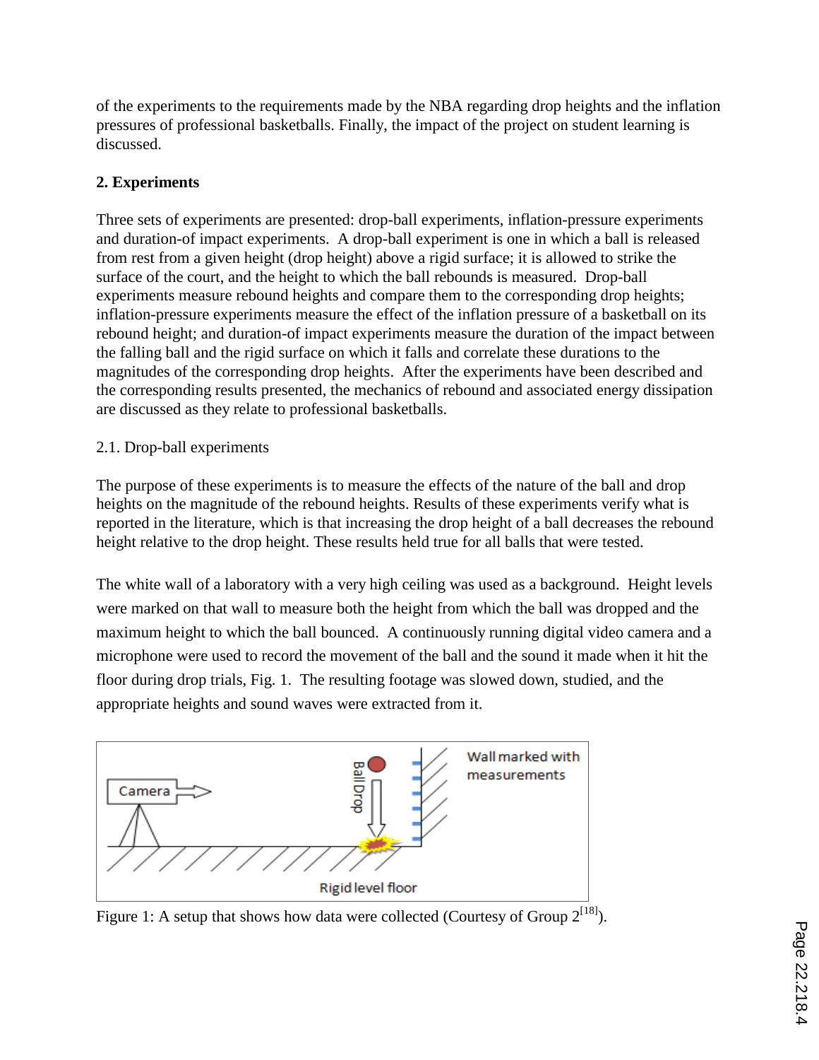of the experiments to the requirements made by the NBA regarding drop heights and the inflation pressures of professional basketballs. Finally, the impact of the project on student learning is discussed.

## 2. Experiments

Three sets of experiments are presented: drop-ball experiments, inflation-pressure experiments and duration-of impact experiments. A drop-ball experiment is one in which a ball is released from rest from a given height (drop height) above a rigid surface; it is allowed to strike the surface of the court, and the height to which the ball rebounds is measured. Drop-ball experiments measure rebound heights and compare them to the corresponding drop heights; inflation-pressure experiments measure the effect of the inflation pressure of a basketball on its rebound height; and duration-of impact experiments measure the duration of the impact between the falling ball and the rigid surface on which it falls and correlate these durations to the magnitudes of the corresponding drop heights. After the experiments have been described and the corresponding results presented, the mechanics of rebound and associated energy dissipation are discussed as they relate to professional basketballs.

### 2.1. Drop-ball experiments

The purpose of these experiments is to measure the effects of the nature of the ball and drop heights on the magnitude of the rebound heights. Results of these experiments verify what is reported in the literature, which is that increasing the drop height of a ball decreases the rebound height relative to the drop height. These results held true for all balls that were tested.

The white wall of a laboratory with a very high ceiling was used as a background. Height levels were marked on that wall to measure both the height from which the ball was dropped and the maximum height to which the ball bounced. A continuously running digital video camera and a microphone were used to record the movement of the ball and the sound it made when it hit the floor during drop trials, Fig. 1. The resulting footage was slowed down, studied, and the appropriate heights and sound waves were extracted from it.

Figure 1: A setup that shows how data were collected (Courtesy of Group 2[18]).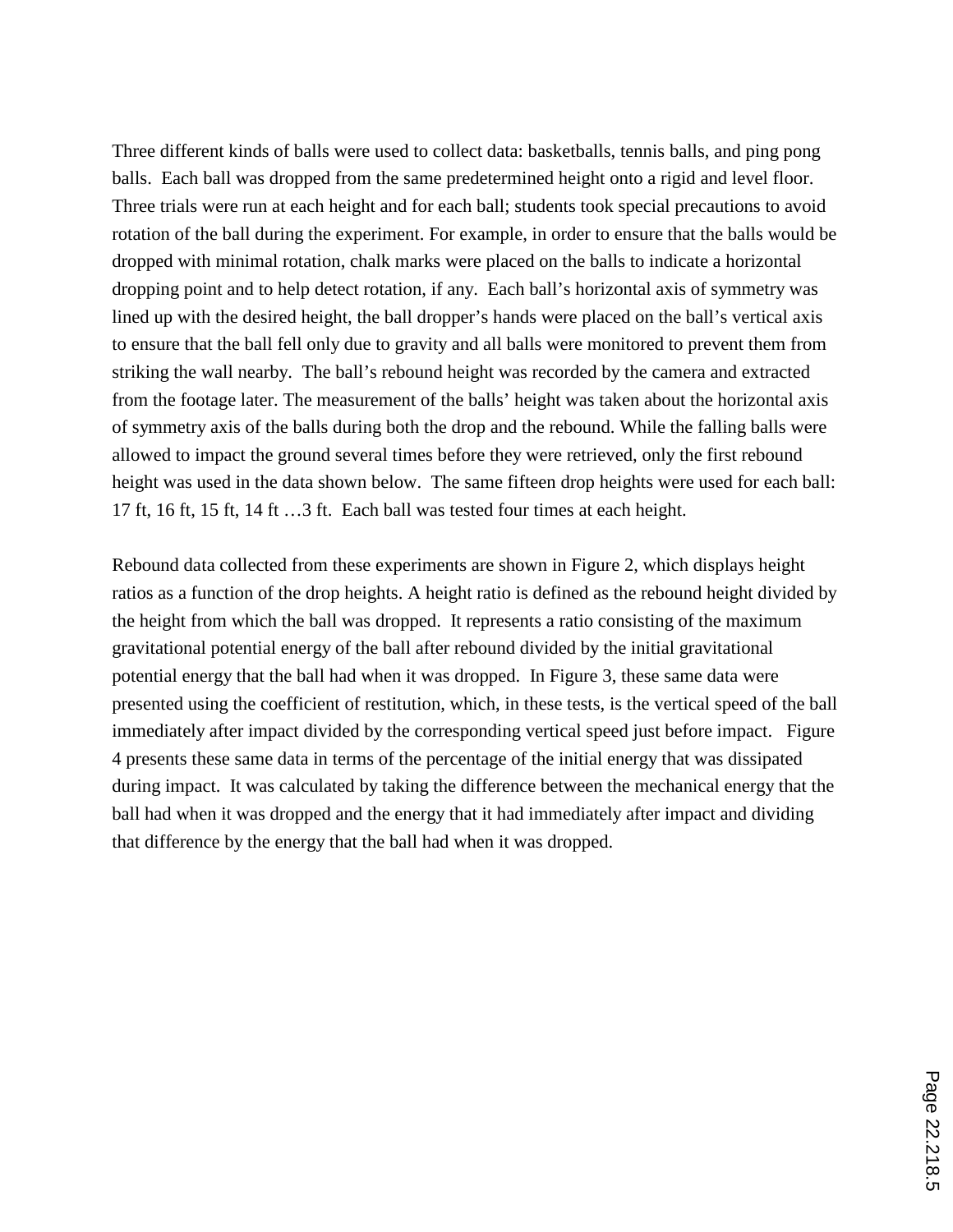Three different kinds of balls were used to collect data: basketballs, tennis balls, and ping pong balls. Each ball was dropped from the same predetermined height onto a rigid and level floor. Three trials were run at each height and for each ball; students took special precautions to avoid rotation of the ball during the experiment. For example, in order to ensure that the balls would be dropped with minimal rotation, chalk marks were placed on the balls to indicate a horizontal dropping point and to help detect rotation, if any. Each ball's horizontal axis of symmetry was lined up with the desired height, the ball dropper's hands were placed on the ball's vertical axis to ensure that the ball fell only due to gravity and all balls were monitored to prevent them from striking the wall nearby. The ball's rebound height was recorded by the camera and extracted from the footage later. The measurement of the balls' height was taken about the horizontal axis of symmetry axis of the balls during both the drop and the rebound. While the falling balls were allowed to impact the ground several times before they were retrieved, only the first rebound height was used in the data shown below. The same fifteen drop heights were used for each ball: 17 ft, 16 ft, 15 ft, 14 ft …3 ft. Each ball was tested four times at each height.

Rebound data collected from these experiments are shown in Figure 2, which displays height ratios as a function of the drop heights. A height ratio is defined as the rebound height divided by the height from which the ball was dropped. It represents a ratio consisting of the maximum gravitational potential energy of the ball after rebound divided by the initial gravitational potential energy that the ball had when it was dropped. In Figure 3, these same data were presented using the coefficient of restitution, which, in these tests, is the vertical speed of the ball immediately after impact divided by the corresponding vertical speed just before impact. Figure 4 presents these same data in terms of the percentage of the initial energy that was dissipated during impact. It was calculated by taking the difference between the mechanical energy that the ball had when it was dropped and the energy that it had immediately after impact and dividing that difference by the energy that the ball had when it was dropped.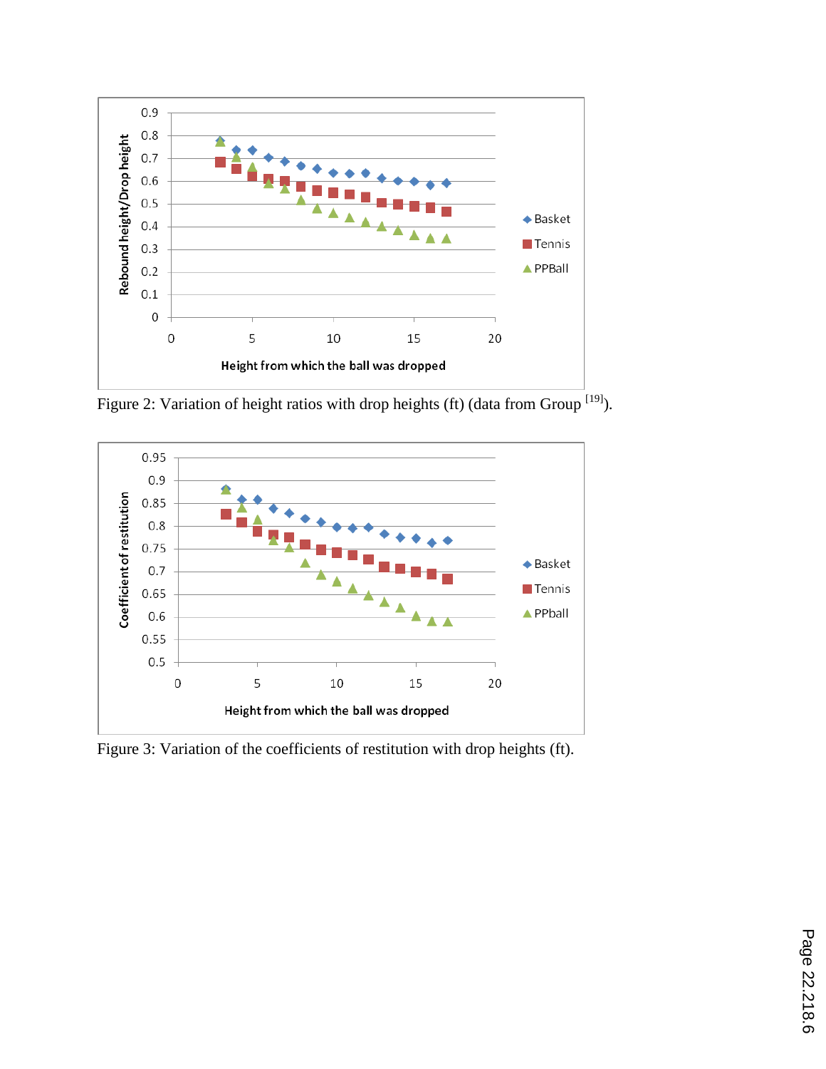Figure 2: Variation of height ratios with drop heights (ft) (data from Group [19]).

Figure 3: Variation of the coefficients of restitution with drop heights (ft).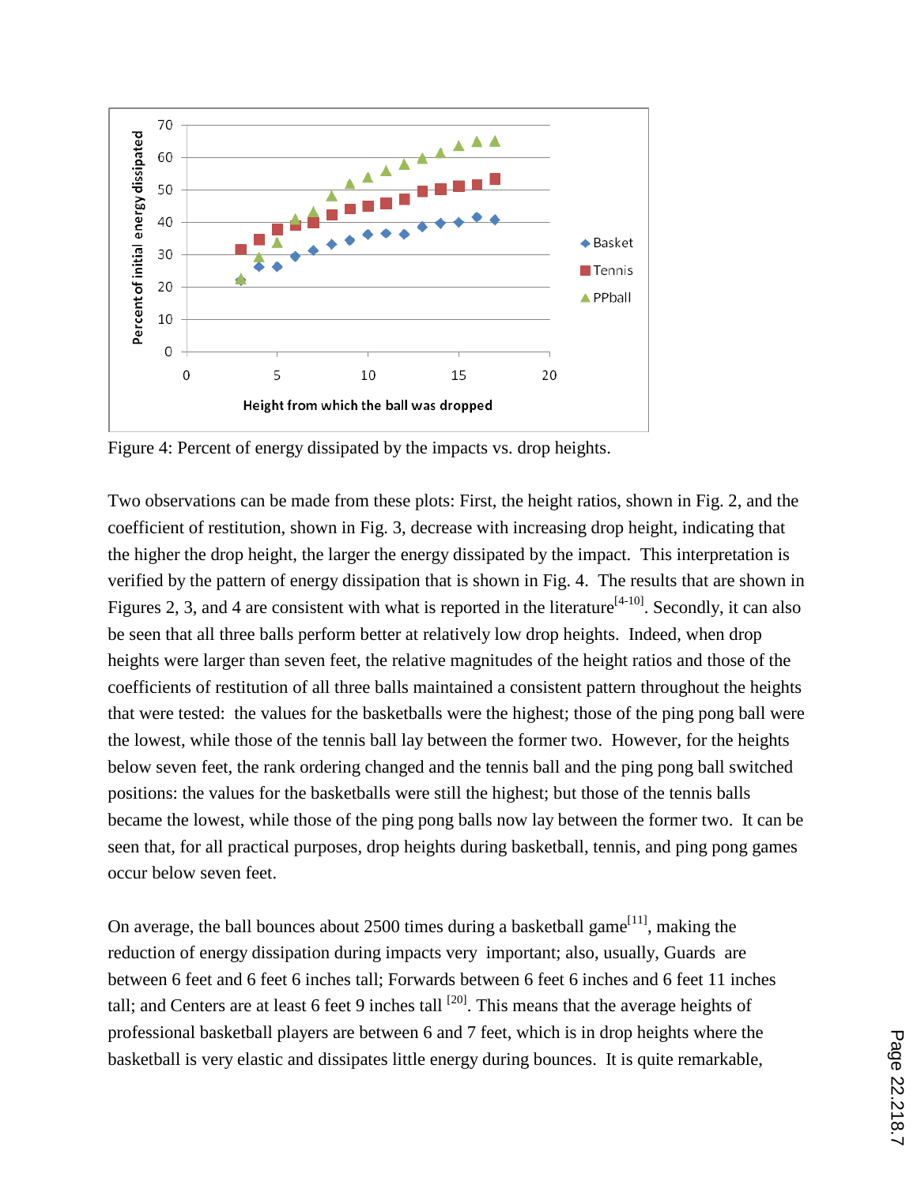Figure 4: Percent of energy dissipated by the impacts vs. drop heights.

Two observations can be made from these plots: First, the height ratios, shown in Fig. 2, and the coefficient of restitution, shown in Fig. 3, decrease with increasing drop height, indicating that the higher the drop height, the larger the energy dissipated by the impact. This interpretation is verified by the pattern of energy dissipation that is shown in Fig. 4. The results that are shown in Figures 2, 3, and 4 are consistent with what is reported in the literature[4-10]. Secondly, it can also be seen that all three balls perform better at relatively low drop heights. Indeed, when drop heights were larger than seven feet, the relative magnitudes of the height ratios and those of the coefficients of restitution of all three balls maintained a consistent pattern throughout the heights that were tested: the values for the basketballs were the highest; those of the ping pong ball were the lowest, while those of the tennis ball lay between the former two. However, for the heights below seven feet, the rank ordering changed and the tennis ball and the ping pong ball switched positions: the values for the basketballs were still the highest; but those of the tennis balls became the lowest, while those of the ping pong balls now lay between the former two. It can be seen that, for all practical purposes, drop heights during basketball, tennis, and ping pong games occur below seven feet.

On average, the ball bounces about 2500 times during a basketball game[11], making the reduction of energy dissipation during impacts very important; also, usually, Guards are between 6 feet and 6 feet 6 inches tall; Forwards between 6 feet 6 inches and 6 feet 11 inches tall; and Centers are at least 6 feet 9 inches tall [20]. This means that the average heights of professional basketball players are between 6 and 7 feet, which is in drop heights where the basketball is very elastic and dissipates little energy during bounces. It is quite remarkable,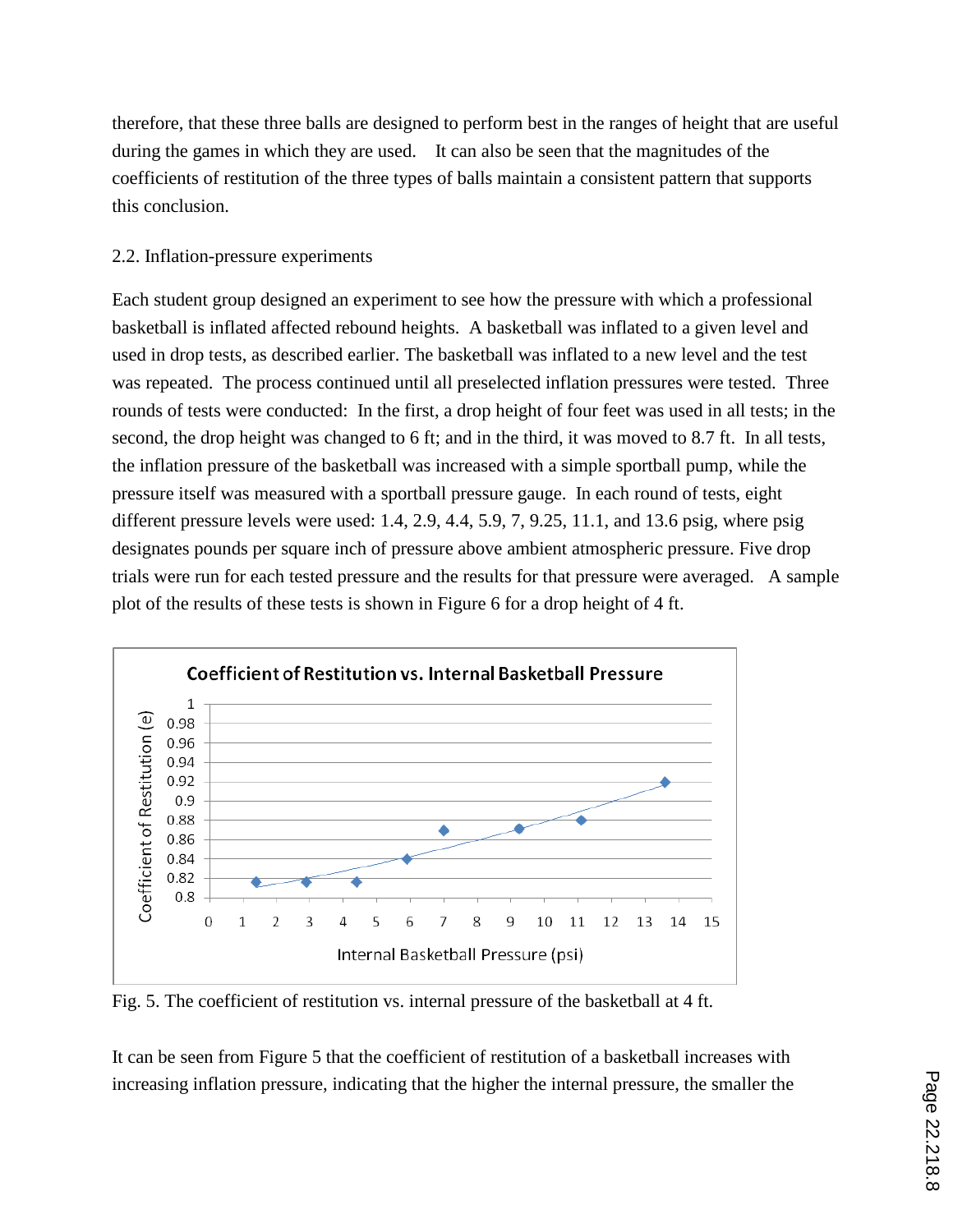therefore, that these three balls are designed to perform best in the ranges of height that are useful during the games in which they are used. It can also be seen that the magnitudes of the coefficients of restitution of the three types of balls maintain a consistent pattern that supports this conclusion.

### 2.2. Inflation-pressure experiments

Each student group designed an experiment to see how the pressure with which a professional basketball is inflated affected rebound heights. A basketball was inflated to a given level and used in drop tests, as described earlier. The basketball was inflated to a new level and the test was repeated. The process continued until all preselected inflation pressures were tested. Three rounds of tests were conducted: In the first, a drop height of four feet was used in all tests; in the second, the drop height was changed to 6 ft; and in the third, it was moved to 8.7 ft. In all tests, the inflation pressure of the basketball was increased with a simple sportball pump, while the pressure itself was measured with a sportball pressure gauge. In each round of tests, eight different pressure levels were used: 1.4, 2.9, 4.4, 5.9, 7, 9.25, 11.1, and 13.6 psig, where psig designates pounds per square inch of pressure above ambient atmospheric pressure. Five drop trials were run for each tested pressure and the results for that pressure were averaged. A sample plot of the results of these tests is shown in Figure 6 for a drop height of 4 ft.

Fig. 5. The coefficient of restitution vs. internal pressure of the basketball at 4 ft.

It can be seen from Figure 5 that the coefficient of restitution of a basketball increases with increasing inflation pressure, indicating that the higher the internal pressure, the smaller the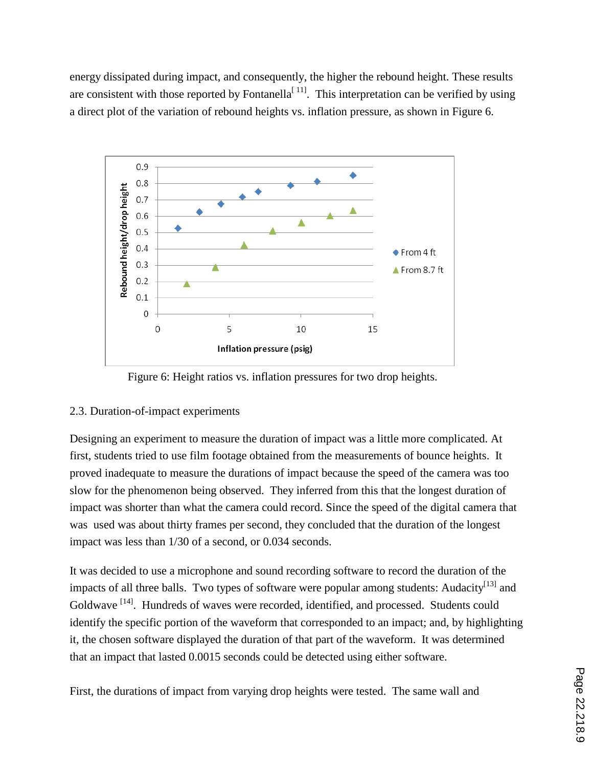energy dissipated during impact, and consequently, the higher the rebound height. These results are consistent with those reported by Fontanella[11]. This interpretation can be verified by using a direct plot of the variation of rebound heights vs. inflation pressure, as shown in Figure 6.

Figure 6: Height ratios vs. inflation pressures for two drop heights.

2.3. Duration-of-impact experiments

Designing an experiment to measure the duration of impact was a little more complicated. At first, students tried to use film footage obtained from the measurements of bounce heights. It proved inadequate to measure the durations of impact because the speed of the camera was too slow for the phenomenon being observed. They inferred from this that the longest duration of impact was shorter than what the camera could record. Since the speed of the digital camera that was used was about thirty frames per second, they concluded that the duration of the longest impact was less than 1/30 of a second, or 0.034 seconds.

It was decided to use a microphone and sound recording software to record the duration of the impacts of all three balls. Two types of software were popular among students: Audacity[13] and Goldwave [14]. Hundreds of waves were recorded, identified, and processed. Students could identify the specific portion of the waveform that corresponded to an impact; and, by highlighting it, the chosen software displayed the duration of that part of the waveform. It was determined that an impact that lasted 0.0015 seconds could be detected using either software.

First, the durations of impact from varying drop heights were tested. The same wall and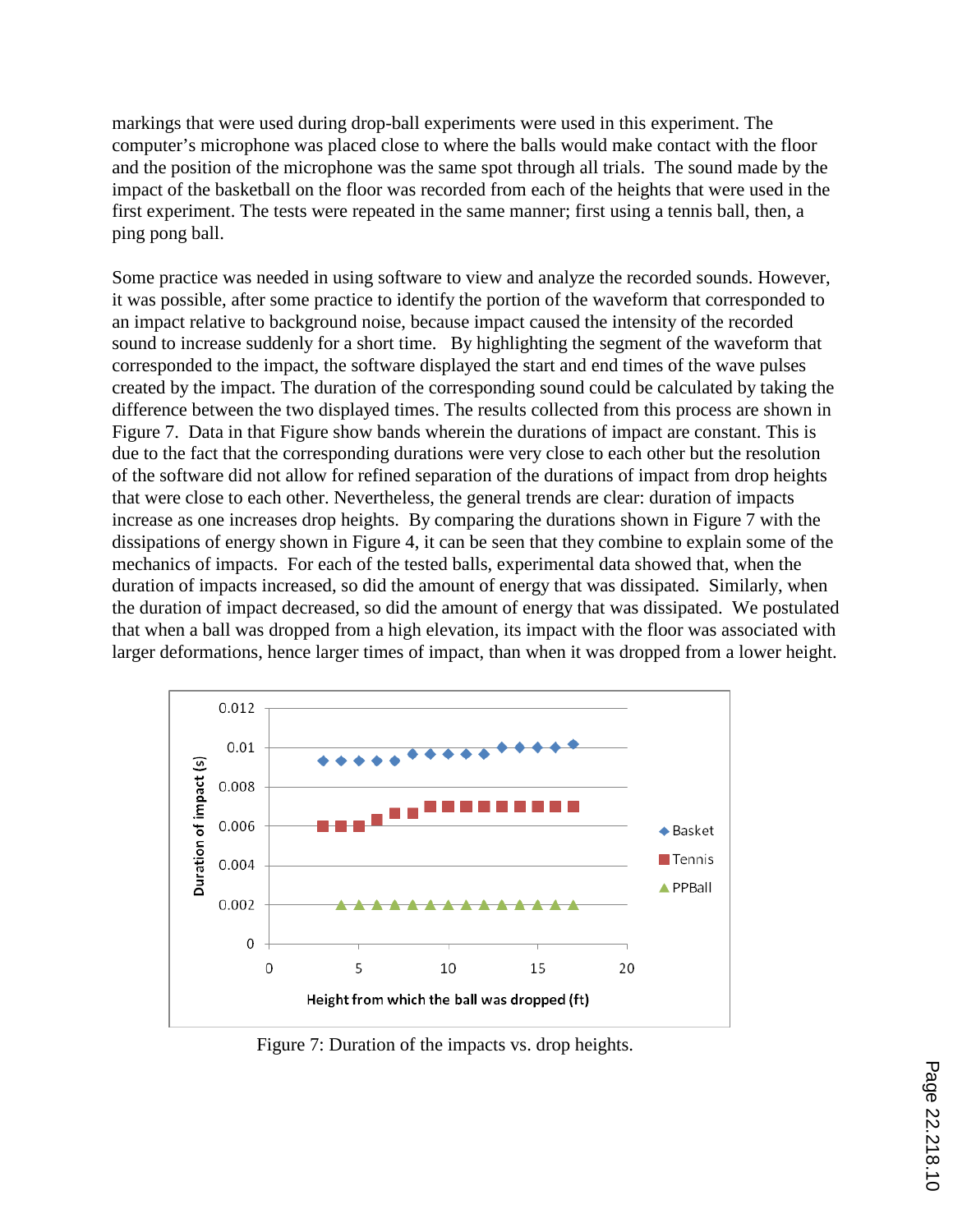markings that were used during drop-ball experiments were used in this experiment. The computer's microphone was placed close to where the balls would make contact with the floor and the position of the microphone was the same spot through all trials. The sound made by the impact of the basketball on the floor was recorded from each of the heights that were used in the first experiment. The tests were repeated in the same manner; first using a tennis ball, then, a ping pong ball.

Some practice was needed in using software to view and analyze the recorded sounds. However, it was possible, after some practice to identify the portion of the waveform that corresponded to an impact relative to background noise, because impact caused the intensity of the recorded sound to increase suddenly for a short time. By highlighting the segment of the waveform that corresponded to the impact, the software displayed the start and end times of the wave pulses created by the impact. The duration of the corresponding sound could be calculated by taking the difference between the two displayed times. The results collected from this process are shown in Figure 7. Data in that Figure show bands wherein the durations of impact are constant. This is due to the fact that the corresponding durations were very close to each other but the resolution of the software did not allow for refined separation of the durations of impact from drop heights that were close to each other. Nevertheless, the general trends are clear: duration of impacts increase as one increases drop heights. By comparing the durations shown in Figure 7 with the dissipations of energy shown in Figure 4, it can be seen that they combine to explain some of the mechanics of impacts. For each of the tested balls, experimental data showed that, when the duration of impacts increased, so did the amount of energy that was dissipated. Similarly, when the duration of impact decreased, so did the amount of energy that was dissipated. We postulated that when a ball was dropped from a high elevation, its impact with the floor was associated with larger deformations, hence larger times of impact, than when it was dropped from a lower height.

Figure 7: Duration of the impacts vs. drop heights.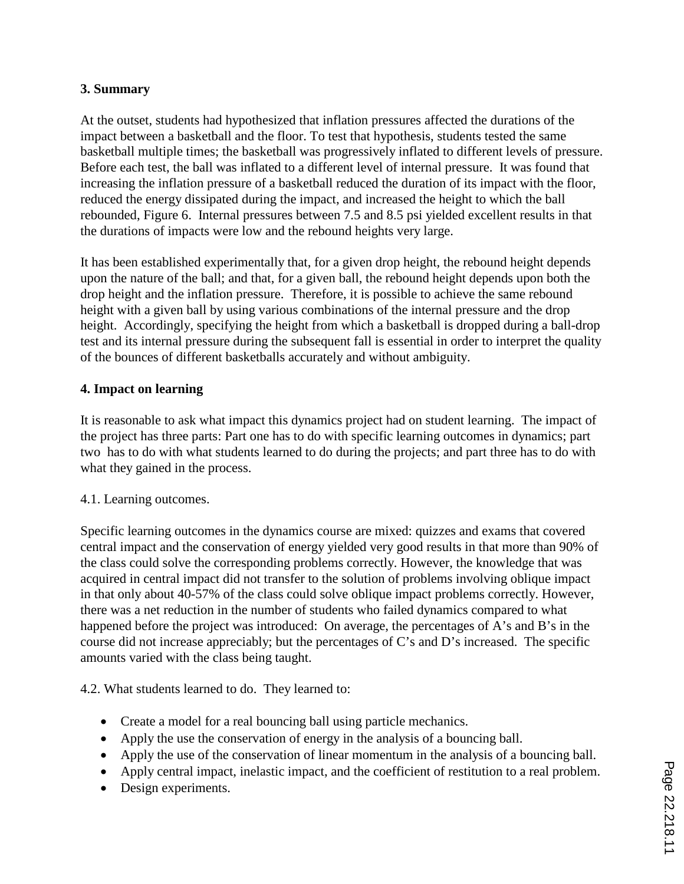## 3. Summary

At the outset, students had hypothesized that inflation pressures affected the durations of the impact between a basketball and the floor. To test that hypothesis, students tested the same basketball multiple times; the basketball was progressively inflated to different levels of pressure. Before each test, the ball was inflated to a different level of internal pressure. It was found that increasing the inflation pressure of a basketball reduced the duration of its impact with the floor, reduced the energy dissipated during the impact, and increased the height to which the ball rebounded, Figure 6. Internal pressures between 7.5 and 8.5 psi yielded excellent results in that the durations of impacts were low and the rebound heights very large.

It has been established experimentally that, for a given drop height, the rebound height depends upon the nature of the ball; and that, for a given ball, the rebound height depends upon both the drop height and the inflation pressure. Therefore, it is possible to achieve the same rebound height with a given ball by using various combinations of the internal pressure and the drop height. Accordingly, specifying the height from which a basketball is dropped during a ball-drop test and its internal pressure during the subsequent fall is essential in order to interpret the quality of the bounces of different basketballs accurately and without ambiguity.

## 4. Impact on learning

It is reasonable to ask what impact this dynamics project had on student learning. The impact of the project has three parts: Part one has to do with specific learning outcomes in dynamics; part two has to do with what students learned to do during the projects; and part three has to do with what they gained in the process.

### 4.1. Learning outcomes.

Specific learning outcomes in the dynamics course are mixed: quizzes and exams that covered central impact and the conservation of energy yielded very good results in that more than 90% of the class could solve the corresponding problems correctly. However, the knowledge that was acquired in central impact did not transfer to the solution of problems involving oblique impact in that only about 40-57% of the class could solve oblique impact problems correctly. However, there was a net reduction in the number of students who failed dynamics compared to what happened before the project was introduced: On average, the percentages of A's and B's in the course did not increase appreciably; but the percentages of C's and D's increased. The specific amounts varied with the class being taught.

### 4.2. What students learned to do. They learned to:

- Create a model for a real bouncing ball using particle mechanics.
- Apply the use the conservation of energy in the analysis of a bouncing ball.
- Apply the use of the conservation of linear momentum in the analysis of a bouncing ball.
- Apply central impact, inelastic impact, and the coefficient of restitution to a real problem.
- Design experiments.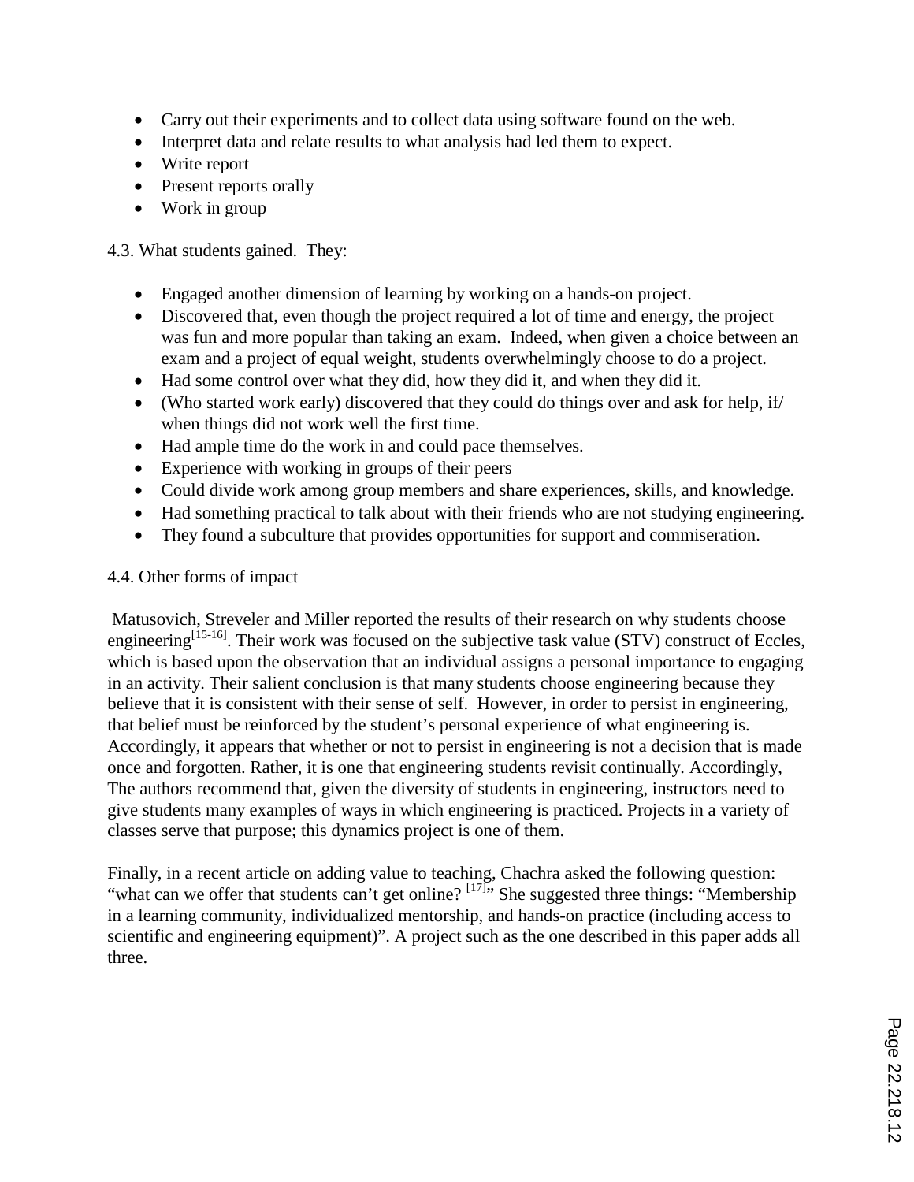- Carry out their experiments and to collect data using software found on the web.
- Interpret data and relate results to what analysis had led them to expect.
- Write report
- Present reports orally
- Work in group

4.3. What students gained. They:

- Engaged another dimension of learning by working on a hands-on project.
- Discovered that, even though the project required a lot of time and energy, the project was fun and more popular than taking an exam. Indeed, when given a choice between an exam and a project of equal weight, students overwhelmingly choose to do a project.
- Had some control over what they did, how they did it, and when they did it.
- (Who started work early) discovered that they could do things over and ask for help, if/ when things did not work well the first time.
- Had ample time do the work in and could pace themselves.
- Experience with working in groups of their peers
- Could divide work among group members and share experiences, skills, and knowledge.
- Had something practical to talk about with their friends who are not studying engineering.
- They found a subculture that provides opportunities for support and commiseration.

4.4. Other forms of impact

Matusovich, Streveler and Miller reported the results of their research on why students choose engineering[15-16]. Their work was focused on the subjective task value (STV) construct of Eccles, which is based upon the observation that an individual assigns a personal importance to engaging in an activity. Their salient conclusion is that many students choose engineering because they believe that it is consistent with their sense of self. However, in order to persist in engineering, that belief must be reinforced by the student's personal experience of what engineering is. Accordingly, it appears that whether or not to persist in engineering is not a decision that is made once and forgotten. Rather, it is one that engineering students revisit continually. Accordingly, The authors recommend that, given the diversity of students in engineering, instructors need to give students many examples of ways in which engineering is practiced. Projects in a variety of classes serve that purpose; this dynamics project is one of them.

Finally, in a recent article on adding value to teaching, Chachra asked the following question: "what can we offer that students can't get online? [17]" She suggested three things: "Membership in a learning community, individualized mentorship, and hands-on practice (including access to scientific and engineering equipment)". A project such as the one described in this paper adds all three.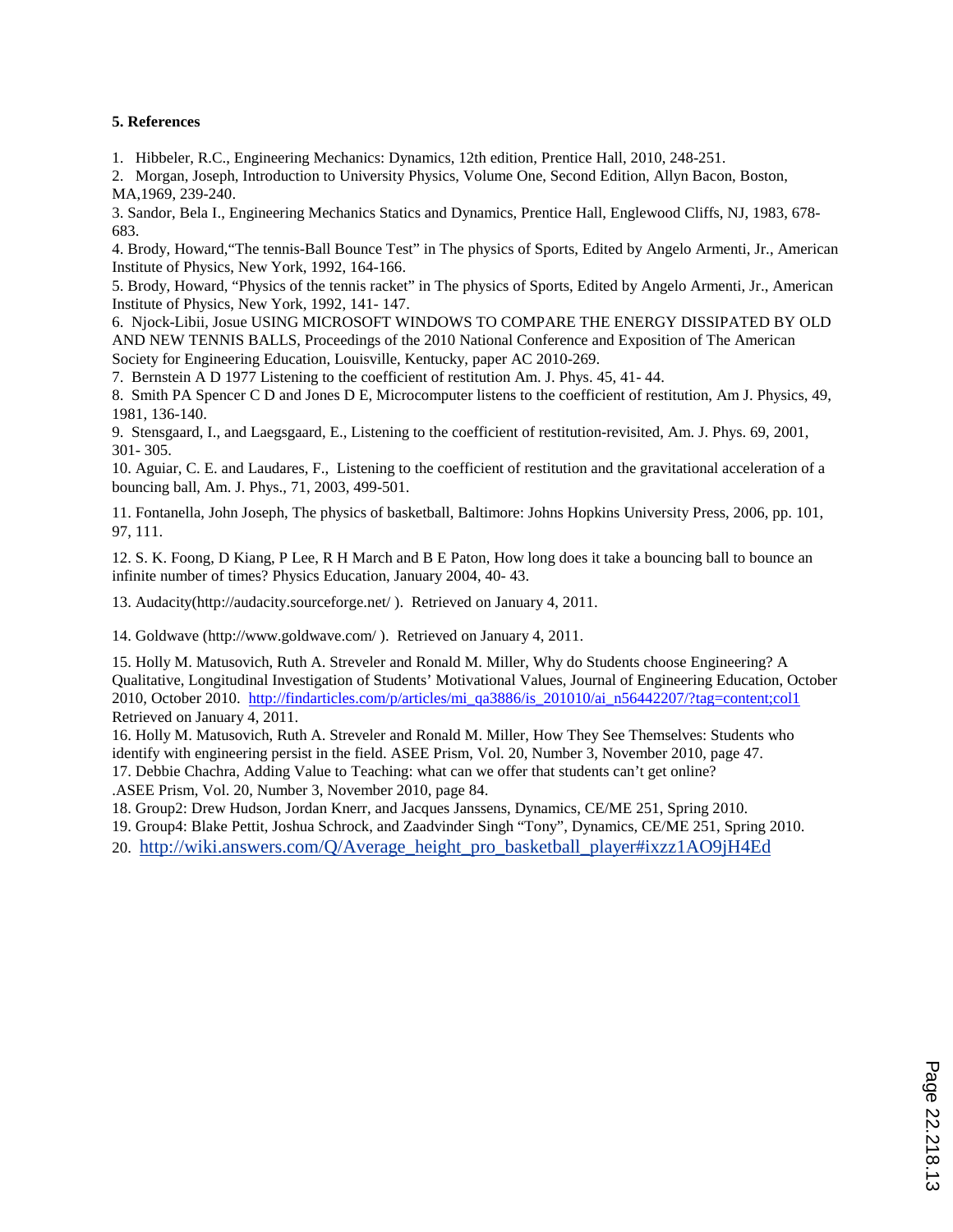**5. References**

1. Hibbeler, R.C., Engineering Mechanics: Dynamics, 12th edition, Prentice Hall, 2010, 248-251.
2. Morgan, Joseph, Introduction to University Physics, Volume One, Second Edition, Allyn Bacon, Boston, MA,1969, 239-240.
3. Sandor, Bela I., Engineering Mechanics Statics and Dynamics, Prentice Hall, Englewood Cliffs, NJ, 1983, 678-683.
4. Brody, Howard,"The tennis-Ball Bounce Test" in The physics of Sports, Edited by Angelo Armenti, Jr., American Institute of Physics, New York, 1992, 164-166.
5. Brody, Howard, "Physics of the tennis racket" in The physics of Sports, Edited by Angelo Armenti, Jr., American Institute of Physics, New York, 1992, 141- 147.
6. Njock-Libii, Josue USING MICROSOFT WINDOWS TO COMPARE THE ENERGY DISSIPATED BY OLD AND NEW TENNIS BALLS, Proceedings of the 2010 National Conference and Exposition of The American Society for Engineering Education, Louisville, Kentucky, paper AC 2010-269.
7. Bernstein A D 1977 Listening to the coefficient of restitution Am. J. Phys. 45, 41- 44.
8. Smith PA Spencer C D and Jones D E, Microcomputer listens to the coefficient of restitution, Am J. Physics, 49, 1981, 136-140.
9. Stensgaard, I., and Laegsgaard, E., Listening to the coefficient of restitution-revisited, Am. J. Phys. 69, 2001, 301- 305.
10. Aguiar, C. E. and Laudares, F., Listening to the coefficient of restitution and the gravitational acceleration of a bouncing ball, Am. J. Phys., 71, 2003, 499-501.
11. Fontanella, John Joseph, The physics of basketball, Baltimore: Johns Hopkins University Press, 2006, pp. 101, 97, 111.
12. S. K. Foong, D Kiang, P Lee, R H March and B E Paton, How long does it take a bouncing ball to bounce an infinite number of times? Physics Education, January 2004, 40- 43.
13. Audacity(http://audacity.sourceforge.net/ ). Retrieved on January 4, 2011.
14. Goldwave (http://www.goldwave.com/ ). Retrieved on January 4, 2011.
15. Holly M. Matusovich, Ruth A. Streveler and Ronald M. Miller, Why do Students choose Engineering? A Qualitative, Longitudinal Investigation of Students' Motivational Values, Journal of Engineering Education, October 2010, October 2010. http://findarticles.com/p/articles/mi_qa3886/is_201010/ai_n56442207/?tag=content;col1 Retrieved on January 4, 2011.
16. Holly M. Matusovich, Ruth A. Streveler and Ronald M. Miller, How They See Themselves: Students who identify with engineering persist in the field. ASEE Prism, Vol. 20, Number 3, November 2010, page 47.
17. Debbie Chachra, Adding Value to Teaching: what can we offer that students can't get online? .ASEE Prism, Vol. 20, Number 3, November 2010, page 84.
18. Group2: Drew Hudson, Jordan Knerr, and Jacques Janssens, Dynamics, CE/ME 251, Spring 2010.
19. Group4: Blake Pettit, Joshua Schrock, and Zaadvinder Singh "Tony", Dynamics, CE/ME 251, Spring 2010.
20. http://wiki.answers.com/Q/Average_height_pro_basketball_player#ixzz1AO9jH4Ed